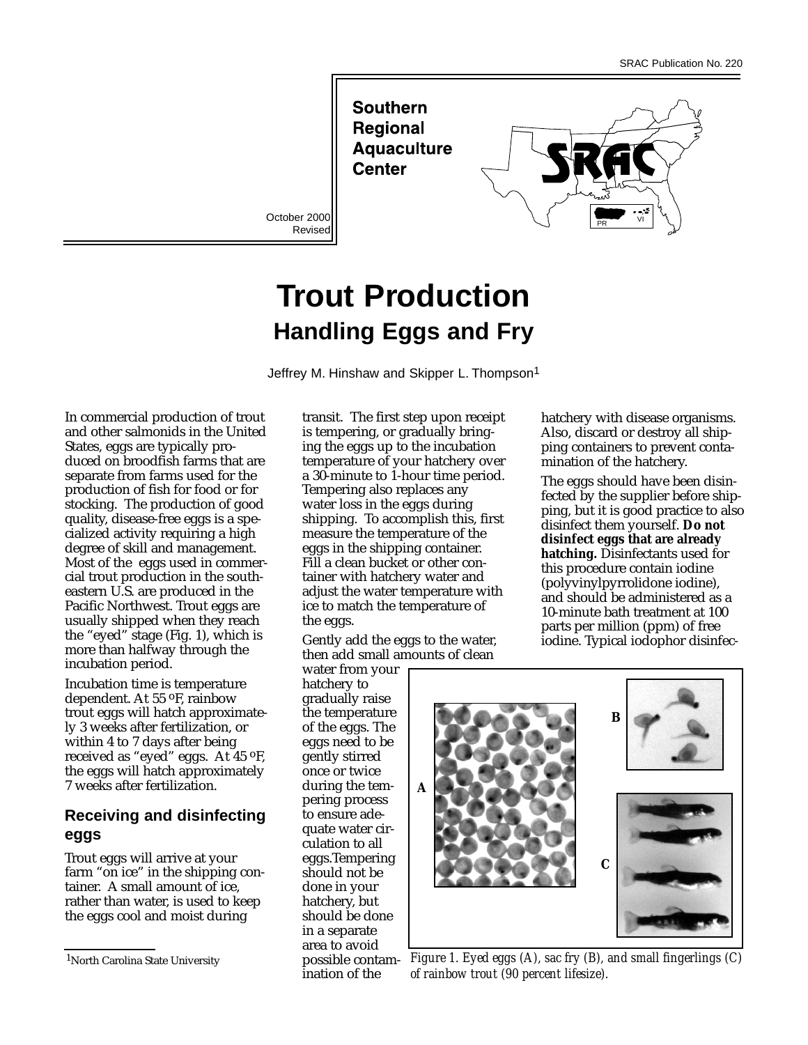SRAC Publication No. 220

Southern Regional Aquaculture Center

October 2000
Revised

# Trout Production
## Handling Eggs and Fry

Jeffrey M. Hinshaw and Skipper L. Thompson[1]

In commercial production of trout and other salmonids in the United States, eggs are typically produced on broodfish farms that are separate from farms used for the production of fish for food or for stocking. The production of good quality, disease-free eggs is a specialized activity requiring a high degree of skill and management. Most of the eggs used in commercial trout production in the southeastern U.S. are produced in the Pacific Northwest. Trout eggs are usually shipped when they reach the "eyed" stage (Fig. 1), which is more than halfway through the incubation period.

Incubation time is temperature dependent. At 55 ºF, rainbow trout eggs will hatch approximately 3 weeks after fertilization, or within 4 to 7 days after being received as "eyed" eggs. At 45 ºF, the eggs will hatch approximately 7 weeks after fertilization.

### Receiving and disinfecting eggs

Trout eggs will arrive at your farm "on ice" in the shipping container. A small amount of ice, rather than water, is used to keep the eggs cool and moist during transit. The first step upon receipt is tempering, or gradually bringing the eggs up to the incubation temperature of your hatchery over a 30-minute to 1-hour time period. Tempering also replaces any water loss in the eggs during shipping. To accomplish this, first measure the temperature of the eggs in the shipping container. Fill a clean bucket or other container with hatchery water and adjust the water temperature with ice to match the temperature of the eggs.

Gently add the eggs to the water, then add small amounts of clean water from your hatchery to gradually raise the temperature of the eggs. The eggs need to be gently stirred once or twice during the tempering process to ensure adequate water circulation to all eggs. Tempering should not be done in your hatchery, but should be done in a separate area to avoid possible contamination of the hatchery with disease organisms. Also, discard or destroy all shipping containers to prevent contamination of the hatchery.

The eggs should have been disinfected by the supplier before shipping, but it is good practice to also disinfect them yourself. **Do not disinfect eggs that are already hatching.** Disinfectants used for this procedure contain iodine (polyvinylpyrrolidone iodine), and should be administered as a 10-minute bath treatment at 100 parts per million (ppm) of free iodine. Typical iodophor disinfec-

*Figure 1. Eyed eggs (A), sac fry (B), and small fingerlings (C) of rainbow trout (90 percent lifesize).*

[1] North Carolina State University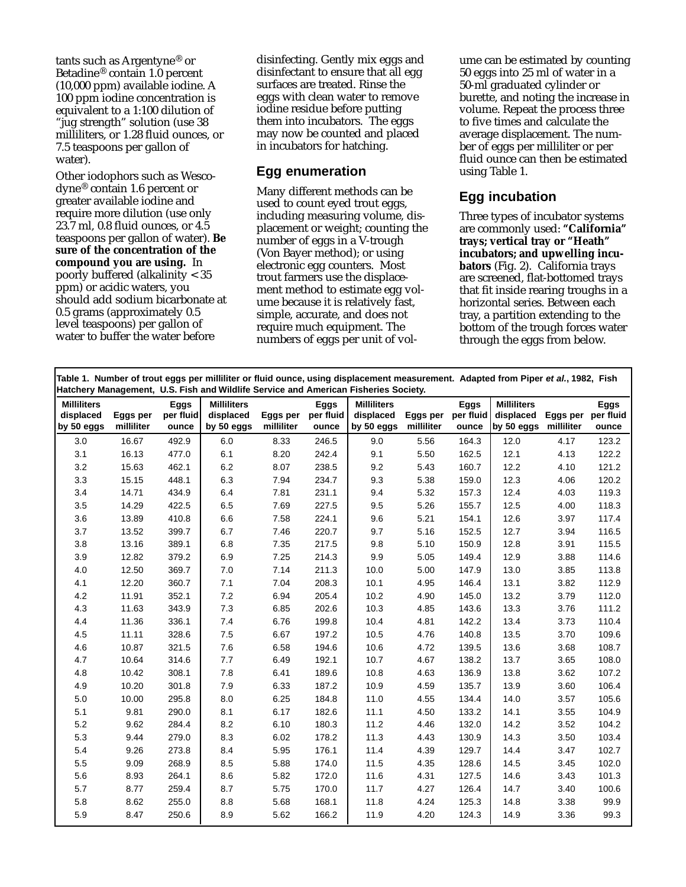tants such as Argentyne® or Betadine® contain 1.0 percent (10,000 ppm) available iodine. A 100 ppm iodine concentration is equivalent to a 1:100 dilution of "jug strength" solution (use 38 milliliters, or 1.28 fluid ounces, or 7.5 teaspoons per gallon of water).

Other iodophors such as Wescodyne® contain 1.6 percent or greater available iodine and require more dilution (use only 23.7 ml, 0.8 fluid ounces, or 4.5 teaspoons per gallon of water). **Be sure of the concentration of the compound you are using.** In poorly buffered (alkalinity < 35 ppm) or acidic waters, you should add sodium bicarbonate at 0.5 grams (approximately 0.5 level teaspoons) per gallon of water to buffer the water before disinfecting. Gently mix eggs and disinfectant to ensure that all egg surfaces are treated. Rinse the eggs with clean water to remove iodine residue before putting them into incubators. The eggs may now be counted and placed in incubators for hatching.

## Egg enumeration

Many different methods can be used to count eyed trout eggs, including measuring volume, displacement or weight; counting the number of eggs in a V-trough (Von Bayer method); or using electronic egg counters. Most trout farmers use the displacement method to estimate egg volume because it is relatively fast, simple, accurate, and does not require much equipment. The numbers of eggs per unit of volume can be estimated by counting 50 eggs into 25 ml of water in a 50-ml graduated cylinder or burette, and noting the increase in volume. Repeat the process three to five times and calculate the average displacement. The number of eggs per milliliter or per fluid ounce can then be estimated using Table 1.

## Egg incubation

Three types of incubator systems are commonly used: **"California" trays; vertical tray or "Heath" incubators; and upwelling incubators** (Fig. 2). California trays are screened, flat-bottomed trays that fit inside rearing troughs in a horizontal series. Between each tray, a partition extending to the bottom of the trough forces water through the eggs from below.

**Table 1. Number of trout eggs per milliliter or fluid ounce, using displacement measurement. Adapted from Piper *et al.*, 1982, Fish Hatchery Management, U.S. Fish and Wildlife Service and American Fisheries Society.**

| Milliliters displaced by 50 eggs | Eggs per milliliter | Eggs per fluid ounce | Milliliters displaced by 50 eggs | Eggs per milliliter | Eggs per fluid ounce | Milliliters displaced by 50 eggs | Eggs per milliliter | Eggs per fluid ounce | Milliliters displaced by 50 eggs | Eggs per milliliter | Eggs per fluid ounce |
|---|---|---|---|---|---|---|---|---|---|---|---|
| 3.0 | 16.67 | 492.9 | 6.0 | 8.33 | 246.5 | 9.0 | 5.56 | 164.3 | 12.0 | 4.17 | 123.2 |
| 3.1 | 16.13 | 477.0 | 6.1 | 8.20 | 242.4 | 9.1 | 5.50 | 162.5 | 12.1 | 4.13 | 122.2 |
| 3.2 | 15.63 | 462.1 | 6.2 | 8.07 | 238.5 | 9.2 | 5.43 | 160.7 | 12.2 | 4.10 | 121.2 |
| 3.3 | 15.15 | 448.1 | 6.3 | 7.94 | 234.7 | 9.3 | 5.38 | 159.0 | 12.3 | 4.06 | 120.2 |
| 3.4 | 14.71 | 434.9 | 6.4 | 7.81 | 231.1 | 9.4 | 5.32 | 157.3 | 12.4 | 4.03 | 119.3 |
| 3.5 | 14.29 | 422.5 | 6.5 | 7.69 | 227.5 | 9.5 | 5.26 | 155.7 | 12.5 | 4.00 | 118.3 |
| 3.6 | 13.89 | 410.8 | 6.6 | 7.58 | 224.1 | 9.6 | 5.21 | 154.1 | 12.6 | 3.97 | 117.4 |
| 3.7 | 13.52 | 399.7 | 6.7 | 7.46 | 220.7 | 9.7 | 5.16 | 152.5 | 12.7 | 3.94 | 116.5 |
| 3.8 | 13.16 | 389.1 | 6.8 | 7.35 | 217.5 | 9.8 | 5.10 | 150.9 | 12.8 | 3.91 | 115.5 |
| 3.9 | 12.82 | 379.2 | 6.9 | 7.25 | 214.3 | 9.9 | 5.05 | 149.4 | 12.9 | 3.88 | 114.6 |
| 4.0 | 12.50 | 369.7 | 7.0 | 7.14 | 211.3 | 10.0 | 5.00 | 147.9 | 13.0 | 3.85 | 113.8 |
| 4.1 | 12.20 | 360.7 | 7.1 | 7.04 | 208.3 | 10.1 | 4.95 | 146.4 | 13.1 | 3.82 | 112.9 |
| 4.2 | 11.91 | 352.1 | 7.2 | 6.94 | 205.4 | 10.2 | 4.90 | 145.0 | 13.2 | 3.79 | 112.0 |
| 4.3 | 11.63 | 343.9 | 7.3 | 6.85 | 202.6 | 10.3 | 4.85 | 143.6 | 13.3 | 3.76 | 111.2 |
| 4.4 | 11.36 | 336.1 | 7.4 | 6.76 | 199.8 | 10.4 | 4.81 | 142.2 | 13.4 | 3.73 | 110.4 |
| 4.5 | 11.11 | 328.6 | 7.5 | 6.67 | 197.2 | 10.5 | 4.76 | 140.8 | 13.5 | 3.70 | 109.6 |
| 4.6 | 10.87 | 321.5 | 7.6 | 6.58 | 194.6 | 10.6 | 4.72 | 139.5 | 13.6 | 3.68 | 108.7 |
| 4.7 | 10.64 | 314.6 | 7.7 | 6.49 | 192.1 | 10.7 | 4.67 | 138.2 | 13.7 | 3.65 | 108.0 |
| 4.8 | 10.42 | 308.1 | 7.8 | 6.41 | 189.6 | 10.8 | 4.63 | 136.9 | 13.8 | 3.62 | 107.2 |
| 4.9 | 10.20 | 301.8 | 7.9 | 6.33 | 187.2 | 10.9 | 4.59 | 135.7 | 13.9 | 3.60 | 106.4 |
| 5.0 | 10.00 | 295.8 | 8.0 | 6.25 | 184.8 | 11.0 | 4.55 | 134.4 | 14.0 | 3.57 | 105.6 |
| 5.1 | 9.81 | 290.0 | 8.1 | 6.17 | 182.6 | 11.1 | 4.50 | 133.2 | 14.1 | 3.55 | 104.9 |
| 5.2 | 9.62 | 284.4 | 8.2 | 6.10 | 180.3 | 11.2 | 4.46 | 132.0 | 14.2 | 3.52 | 104.2 |
| 5.3 | 9.44 | 279.0 | 8.3 | 6.02 | 178.2 | 11.3 | 4.43 | 130.9 | 14.3 | 3.50 | 103.4 |
| 5.4 | 9.26 | 273.8 | 8.4 | 5.95 | 176.1 | 11.4 | 4.39 | 129.7 | 14.4 | 3.47 | 102.7 |
| 5.5 | 9.09 | 268.9 | 8.5 | 5.88 | 174.0 | 11.5 | 4.35 | 128.6 | 14.5 | 3.45 | 102.0 |
| 5.6 | 8.93 | 264.1 | 8.6 | 5.82 | 172.0 | 11.6 | 4.31 | 127.5 | 14.6 | 3.43 | 101.3 |
| 5.7 | 8.77 | 259.4 | 8.7 | 5.75 | 170.0 | 11.7 | 4.27 | 126.4 | 14.7 | 3.40 | 100.6 |
| 5.8 | 8.62 | 255.0 | 8.8 | 5.68 | 168.1 | 11.8 | 4.24 | 125.3 | 14.8 | 3.38 | 99.9 |
| 5.9 | 8.47 | 250.6 | 8.9 | 5.62 | 166.2 | 11.9 | 4.20 | 124.3 | 14.9 | 3.36 | 99.3 |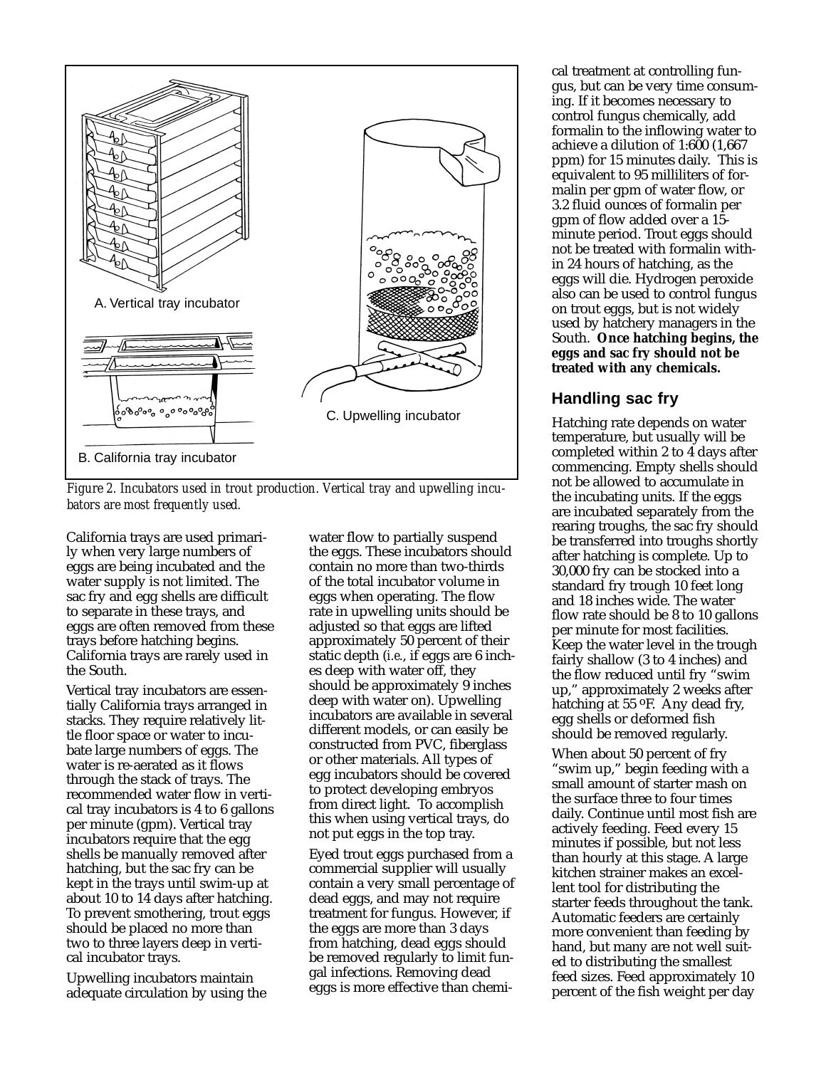A. Vertical tray incubator

B. California tray incubator

C. Upwelling incubator

*Figure 2. Incubators used in trout production. Vertical tray and upwelling incubators are most frequently used.*

California trays are used primarily when very large numbers of eggs are being incubated and the water supply is not limited. The sac fry and egg shells are difficult to separate in these trays, and eggs are often removed from these trays before hatching begins. California trays are rarely used in the South.

Vertical tray incubators are essentially California trays arranged in stacks. They require relatively little floor space or water to incubate large numbers of eggs. The water is re-aerated as it flows through the stack of trays. The recommended water flow in vertical tray incubators is 4 to 6 gallons per minute (gpm). Vertical tray incubators require that the egg shells be manually removed after hatching, but the sac fry can be kept in the trays until swim-up at about 10 to 14 days after hatching. To prevent smothering, trout eggs should be placed no more than two to three layers deep in vertical incubator trays.

Upwelling incubators maintain adequate circulation by using the water flow to partially suspend the eggs. These incubators should contain no more than two-thirds of the total incubator volume in eggs when operating. The flow rate in upwelling units should be adjusted so that eggs are lifted approximately 50 percent of their static depth (*i.e.*, if eggs are 6 inches deep with water off, they should be approximately 9 inches deep with water on). Upwelling incubators are available in several different models, or can easily be constructed from PVC, fiberglass or other materials. All types of egg incubators should be covered to protect developing embryos from direct light. To accomplish this when using vertical trays, do not put eggs in the top tray.

Eyed trout eggs purchased from a commercial supplier will usually contain a very small percentage of dead eggs, and may not require treatment for fungus. However, if the eggs are more than 3 days from hatching, dead eggs should be removed regularly to limit fungal infections. Removing dead eggs is more effective than chemical treatment at controlling fungus, but can be very time consuming. If it becomes necessary to control fungus chemically, add formalin to the inflowing water to achieve a dilution of 1:600 (1,667 ppm) for 15 minutes daily. This is equivalent to 95 milliliters of formalin per gpm of water flow, or 3.2 fluid ounces of formalin per gpm of flow added over a 15-minute period. Trout eggs should not be treated with formalin within 24 hours of hatching, as the eggs will die. Hydrogen peroxide also can be used to control fungus on trout eggs, but is not widely used by hatchery managers in the South. **Once hatching begins, the eggs and sac fry should not be treated with any chemicals.**

## Handling sac fry

Hatching rate depends on water temperature, but usually will be completed within 2 to 4 days after commencing. Empty shells should not be allowed to accumulate in the incubating units. If the eggs are incubated separately from the rearing troughs, the sac fry should be transferred into troughs shortly after hatching is complete. Up to 30,000 fry can be stocked into a standard fry trough 10 feet long and 18 inches wide. The water flow rate should be 8 to 10 gallons per minute for most facilities. Keep the water level in the trough fairly shallow (3 to 4 inches) and the flow reduced until fry "swim up," approximately 2 weeks after hatching at 55 ºF. Any dead fry, egg shells or deformed fish should be removed regularly.

When about 50 percent of fry "swim up," begin feeding with a small amount of starter mash on the surface three to four times daily. Continue until most fish are actively feeding. Feed every 15 minutes if possible, but not less than hourly at this stage. A large kitchen strainer makes an excellent tool for distributing the starter feeds throughout the tank. Automatic feeders are certainly more convenient than feeding by hand, but many are not well suited to distributing the smallest feed sizes. Feed approximately 10 percent of the fish weight per day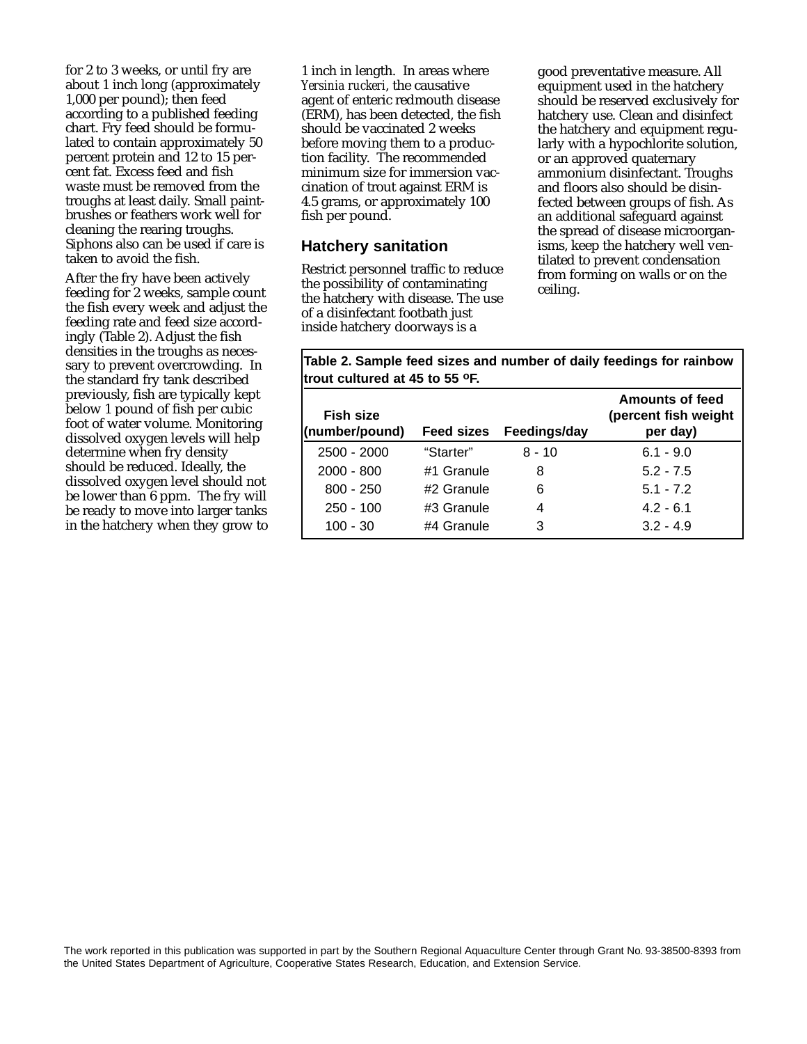for 2 to 3 weeks, or until fry are about 1 inch long (approximately 1,000 per pound); then feed according to a published feeding chart. Fry feed should be formulated to contain approximately 50 percent protein and 12 to 15 percent fat. Excess feed and fish waste must be removed from the troughs at least daily. Small paintbrushes or feathers work well for cleaning the rearing troughs. Siphons also can be used if care is taken to avoid the fish.

After the fry have been actively feeding for 2 weeks, sample count the fish every week and adjust the feeding rate and feed size accordingly (Table 2). Adjust the fish densities in the troughs as necessary to prevent overcrowding. In the standard fry tank described previously, fish are typically kept below 1 pound of fish per cubic foot of water volume. Monitoring dissolved oxygen levels will help determine when fry density should be reduced. Ideally, the dissolved oxygen level should not be lower than 6 ppm. The fry will be ready to move into larger tanks in the hatchery when they grow to 1 inch in length. In areas where *Yersinia ruckeri*, the causative agent of enteric redmouth disease (ERM), has been detected, the fish should be vaccinated 2 weeks before moving them to a production facility. The recommended minimum size for immersion vaccination of trout against ERM is 4.5 grams, or approximately 100 fish per pound.

## Hatchery sanitation

Restrict personnel traffic to reduce the possibility of contaminating the hatchery with disease. The use of a disinfectant footbath just inside hatchery doorways is a good preventative measure. All equipment used in the hatchery should be reserved exclusively for hatchery use. Clean and disinfect the hatchery and equipment regularly with a hypochlorite solution, or an approved quaternary ammonium disinfectant. Troughs and floors also should be disinfected between groups of fish. As an additional safeguard against the spread of disease microorganisms, keep the hatchery well ventilated to prevent condensation from forming on walls or on the ceiling.

**Table 2. Sample feed sizes and number of daily feedings for rainbow trout cultured at 45 to 55 °F.**

| Fish size (number/pound) | Feed sizes | Feedings/day | Amounts of feed (percent fish weight per day) |
|---|---|---|---|
| 2500 - 2000 | "Starter" | 8 - 10 | 6.1 - 9.0 |
| 2000 - 800 | #1 Granule | 8 | 5.2 - 7.5 |
| 800 - 250 | #2 Granule | 6 | 5.1 - 7.2 |
| 250 - 100 | #3 Granule | 4 | 4.2 - 6.1 |
| 100 - 30 | #4 Granule | 3 | 3.2 - 4.9 |

The work reported in this publication was supported in part by the Southern Regional Aquaculture Center through Grant No. 93-38500-8393 from the United States Department of Agriculture, Cooperative States Research, Education, and Extension Service.